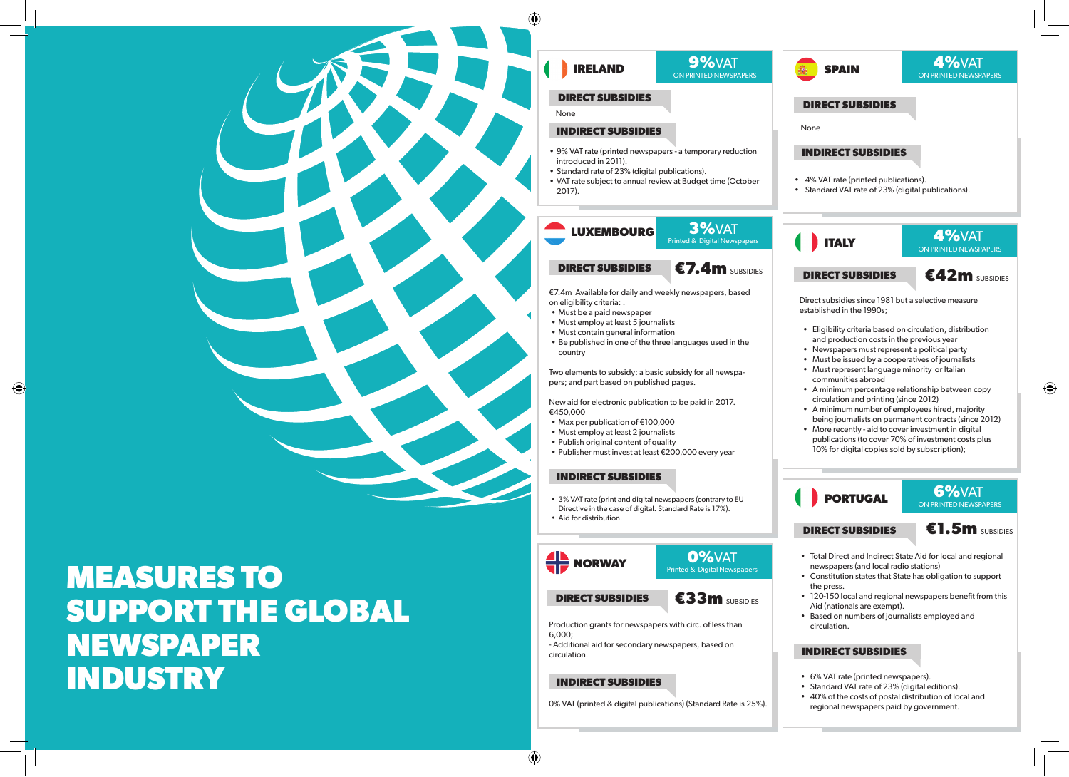# MEASURES TO SUPPORT THE GLOBAL NEWSPAPER INDUSTRY

## IRELAND

**9%VAT** ON PRINTED NEWSPAPERS

### DIRECT SUBSIDIES

None

### INDIRECT SUBSIDIES

- 9% VAT rate (printed newspapers - a temporary reduction introduced in 2011).
- Standard rate of 23% (digital publications).
- VAT rate subject to annual review at Budget time (October 2017).

## LUXEMBOURG

**3%VAT** Printed & Digital Newspapers

### DIRECT SUBSIDIES

**€7.4m** SUBSIDIES

€7.4m Available for daily and weekly newspapers, based on eligibility criteria: .

- Must be a paid newspaper
- Must employ at least 5 journalists
- Must contain general information
- Be published in one of the three languages used in the country

Two elements to subsidy: a basic subsidy for all newspapers; and part based on published pages.

New aid for electronic publication to be paid in 2017. €450,000

- Max per publication of €100,000
- Must employ at least 2 journalists
- Publish original content of quality
- Publisher must invest at least €200,000 every year

### INDIRECT SUBSIDIES

- 3% VAT rate (print and digital newspapers (contrary to EU Directive in the case of digital. Standard Rate is 17%).
- Aid for distribution.

## NORWAY

**0%VAT** Printed & Digital Newspapers

### DIRECT SUBSIDIES

**€33m** SUBSIDIES

Production grants for newspapers with circ. of less than 6,000;

- Additional aid for secondary newspapers, based on circulation.

### INDIRECT SUBSIDIES

0% VAT (printed & digital publications) (Standard Rate is 25%).

## SPAIN

**4%VAT** ON PRINTED NEWSPAPERS

### DIRECT SUBSIDIES

None

### INDIRECT SUBSIDIES

- 4% VAT rate (printed publications).
- Standard VAT rate of 23% (digital publications).

## ITALY

**4%VAT** ON PRINTED NEWSPAPERS

### DIRECT SUBSIDIES

**€42m** SUBSIDIES

Direct subsidies since 1981 but a selective measure established in the 1990s;

- Eligibility criteria based on circulation, distribution and production costs in the previous year
- Newspapers must represent a political party
- Must be issued by a cooperatives of journalists
- Must represent language minority or Italian communities abroad
- A minimum percentage relationship between copy circulation and printing (since 2012)
- A minimum number of employees hired, majority being journalists on permanent contracts (since 2012)
- More recently - aid to cover investment in digital publications (to cover 70% of investment costs plus 10% for digital copies sold by subscription);

## PORTUGAL

**6%VAT** ON PRINTED NEWSPAPERS

### DIRECT SUBSIDIES

**€1.5m** SUBSIDIES

- Total Direct and Indirect State Aid for local and regional newspapers (and local radio stations)
- Constitution states that State has obligation to support the press.
- 120-150 local and regional newspapers benefit from this Aid (nationals are exempt).
- Based on numbers of journalists employed and circulation.

### INDIRECT SUBSIDIES

- 6% VAT rate (printed newspapers).
- Standard VAT rate of 23% (digital editions).
- 40% of the costs of postal distribution of local and regional newspapers paid by government.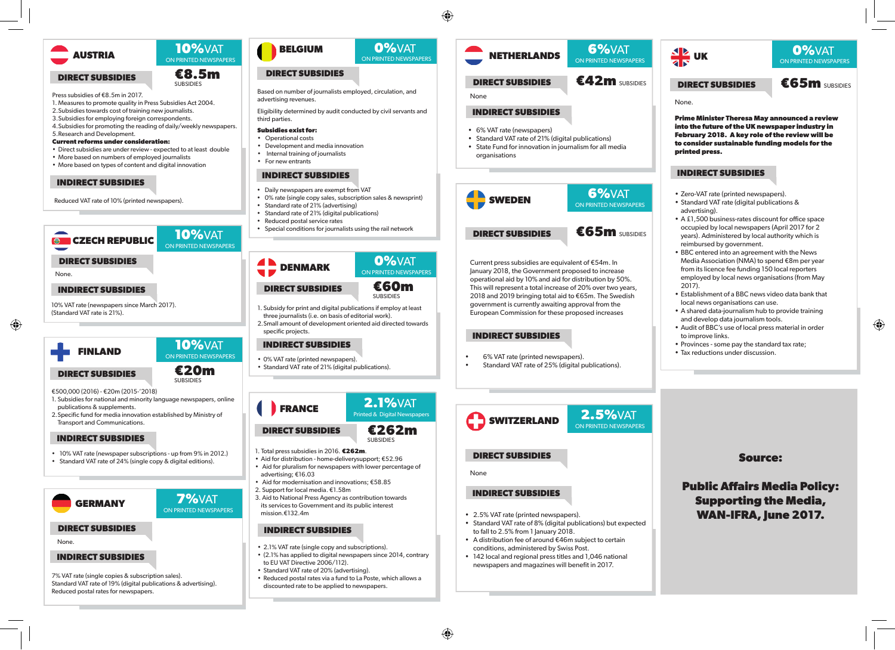## AUSTRIA

**10%VAT** ON PRINTED NEWSPAPERS

### DIRECT SUBSIDIES

**€8.5m** SUBSIDIES

Press subsidies of €8.5m in 2017.

1. Measures to promote quality in Press Subsidies Act 2004.
2. Subsidies towards cost of training new journalists.
3. Subsidies for employing foreign correspondents.
4. Subsidies for promoting the reading of daily/weekly newspapers.
5. Research and Development.

**Current reforms under consideration:**

- Direct subsidies are under review - expected to at least double
- More based on numbers of employed journalists
- More based on types of content and digital innovation

### INDIRECT SUBSIDIES

Reduced VAT rate of 10% (printed newspapers).

## CZECH REPUBLIC

**10%VAT** ON PRINTED NEWSPAPERS

### DIRECT SUBSIDIES

None.

### INDIRECT SUBSIDIES

10% VAT rate (newspapers since March 2017).
(Standard VAT rate is 21%).

## FINLAND

**10%VAT** ON PRINTED NEWSPAPERS

### DIRECT SUBSIDIES

**€20m** SUBSIDIES

€500,000 (2016) - €20m (2015-'2018)

1. Subsidies for national and minority language newspapers, online publications & supplements.
2. Specific fund for media innovation established by Ministry of Transport and Communications.

### INDIRECT SUBSIDIES

- 10% VAT rate (newspaper subscriptions - up from 9% in 2012.)
- Standard VAT rate of 24% (single copy & digital editions).

## GERMANY

**7%VAT** ON PRINTED NEWSPAPERS

### DIRECT SUBSIDIES

None.

### INDIRECT SUBSIDIES

7% VAT rate (single copies & subscription sales).
Standard VAT rate of 19% (digital publications & advertising).
Reduced postal rates for newspapers.

## BELGIUM

**0%VAT** ON PRINTED NEWSPAPERS

### DIRECT SUBSIDIES

Based on number of journalists employed, circulation, and advertising revenues.

Eligibility determined by audit conducted by civil servants and third parties.

**Subsidies exist for:**

- Operational costs
- Development and media innovation
- Internal training of journalists
- For new entrants

### INDIRECT SUBSIDIES

- Daily newspapers are exempt from VAT
- 0% rate (single copy sales, subscription sales & newsprint)
- Standard rate of 21% (advertising)
- Standard rate of 21% (digital publications)
- Reduced postal service rates
- Special conditions for journalists using the rail network

## DENMARK

**0%VAT** ON PRINTED NEWSPAPERS

### DIRECT SUBSIDIES

**€60m** SUBSIDIES

1. Subsidy for print and digital publications if employ at least three journalists (i.e. on basis of editorial work).
2. Small amount of development oriented aid directed towards specific projects.

### INDIRECT SUBSIDIES

- 0% VAT rate (printed newspapers).
- Standard VAT rate of 21% (digital publications).

## FRANCE

**2.1%VAT** Printed & Digital Newspapers

### DIRECT SUBSIDIES

**€262m** SUBSIDIES

1. Total press subsidies in 2016. **€262m**.
   - Aid for distribution - home-deliverysupport; €52.96
   - Aid for pluralism for newspapers with lower percentage of advertising; €16.03
   - Aid for modernisation and innovations; €58.85
2. Support for local media. €1.58m
3. Aid to National Press Agency as contribution towards its services to Government and its public interest mission.€132.4m

### INDIRECT SUBSIDIES

- 2.1% VAT rate (single copy and subscriptions).
- (2.1% has applied to digital newspapers since 2014, contrary to EU VAT Directive 2006/112).
- Standard VAT rate of 20% (advertising).
- Reduced postal rates via a fund to La Poste, which allows a discounted rate to be applied to newspapers.

## NETHERLANDS

**6%VAT** ON PRINTED NEWSPAPERS

### DIRECT SUBSIDIES

**€42m** SUBSIDIES

None

### INDIRECT SUBSIDIES

- 6% VAT rate (newspapers)
- Standard VAT rate of 21% (digital publications)
- State Fund for innovation in journalism for all media organisations

## SWEDEN

**6%VAT** ON PRINTED NEWSPAPERS

### DIRECT SUBSIDIES

**€65m** SUBSIDIES

Current press subsidies are equivalent of €54m. In January 2018, the Government proposed to increase operational aid by 10% and aid for distribution by 50%. This will represent a total increase of 20% over two years, 2018 and 2019 bringing total aid to €65m. The Swedish government is currently awaiting approval from the European Commission for these proposed increases

### INDIRECT SUBSIDIES

- 6% VAT rate (printed newspapers).
- Standard VAT rate of 25% (digital publications).

## SWITZERLAND

**2.5%VAT** ON PRINTED NEWSPAPERS

### DIRECT SUBSIDIES

None

### INDIRECT SUBSIDIES

- 2.5% VAT rate (printed newspapers).
- Standard VAT rate of 8% (digital publications) but expected to fall to 2.5% from 1 January 2018.
- A distribution fee of around €46m subject to certain conditions, administered by Swiss Post.
- 142 local and regional press titles and 1,046 national newspapers and magazines will benefit in 2017.

## UK

**0%VAT** ON PRINTED NEWSPAPERS

### DIRECT SUBSIDIES

**€65m** SUBSIDIES

None.

**Prime Minister Theresa May announced a review into the future of the UK newspaper industry in February 2018. A key role of the review will be to consider sustainable funding models for the printed press.**

### INDIRECT SUBSIDIES

- Zero-VAT rate (printed newspapers).
- Standard VAT rate (digital publications & advertising).
- A £1,500 business-rates discount for office space occupied by local newspapers (April 2017 for 2 years). Administered by local authority which is reimbursed by government.
- BBC entered into an agreement with the News Media Association (NMA) to spend €8m per year from its licence fee funding 150 local reporters employed by local news organisations (from May 2017).
- Establishment of a BBC news video data bank that local news organisations can use.
- A shared data-journalism hub to provide training and develop data journalism tools.
- Audit of BBC's use of local press material in order to improve links.
- Provinces - some pay the standard tax rate;
- Tax reductions under discussion.

**Source:**

**Public Affairs Media Policy: Supporting the Media, WAN-IFRA, June 2017.**